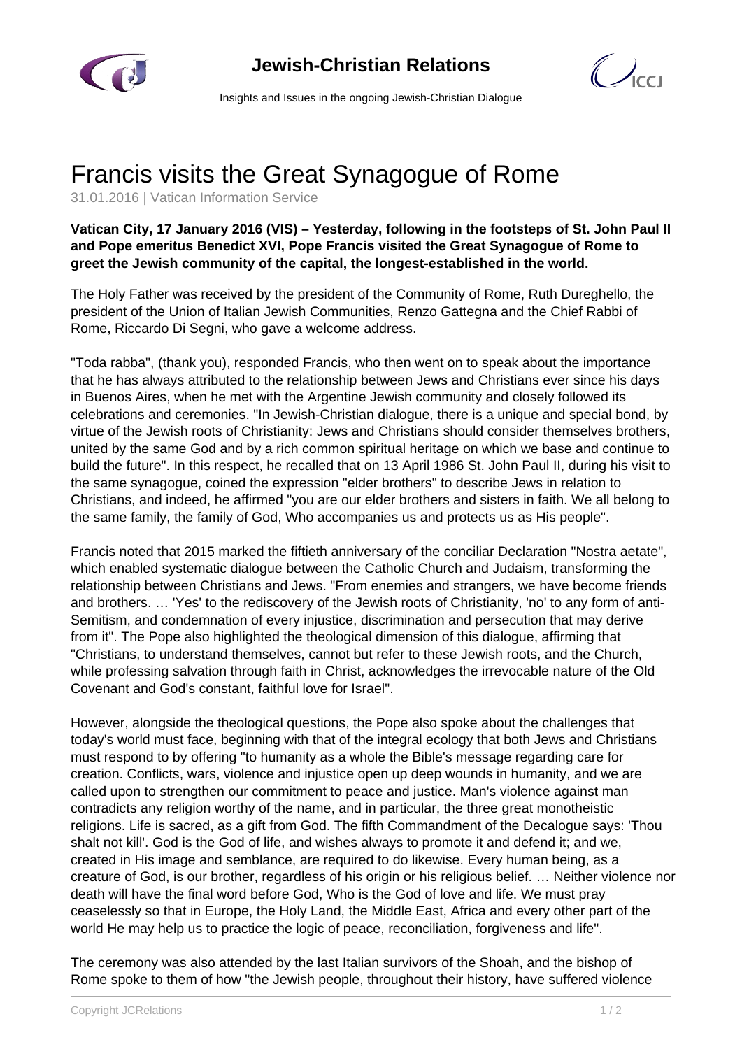# Francis visits the Great Synagogue of Rome

31.01.2016 | Vatican Information Service

**Vatican City, 17 January 2016 (VIS) – Yesterday, following in the footsteps of St. John Paul II and Pope emeritus Benedict XVI, Pope Francis visited the Great Synagogue of Rome to greet the Jewish community of the capital, the longest-established in the world.**

The Holy Father was received by the president of the Community of Rome, Ruth Dureghello, the president of the Union of Italian Jewish Communities, Renzo Gattegna and the Chief Rabbi of Rome, Riccardo Di Segni, who gave a welcome address.

"Toda rabba", (thank you), responded Francis, who then went on to speak about the importance that he has always attributed to the relationship between Jews and Christians ever since his days in Buenos Aires, when he met with the Argentine Jewish community and closely followed its celebrations and ceremonies. "In Jewish-Christian dialogue, there is a unique and special bond, by virtue of the Jewish roots of Christianity: Jews and Christians should consider themselves brothers, united by the same God and by a rich common spiritual heritage on which we base and continue to build the future". In this respect, he recalled that on 13 April 1986 St. John Paul II, during his visit to the same synagogue, coined the expression "elder brothers" to describe Jews in relation to Christians, and indeed, he affirmed "you are our elder brothers and sisters in faith. We all belong to the same family, the family of God, Who accompanies us and protects us as His people".

Francis noted that 2015 marked the fiftieth anniversary of the conciliar Declaration "Nostra aetate", which enabled systematic dialogue between the Catholic Church and Judaism, transforming the relationship between Christians and Jews. "From enemies and strangers, we have become friends and brothers. … 'Yes' to the rediscovery of the Jewish roots of Christianity, 'no' to any form of anti-Semitism, and condemnation of every injustice, discrimination and persecution that may derive from it". The Pope also highlighted the theological dimension of this dialogue, affirming that "Christians, to understand themselves, cannot but refer to these Jewish roots, and the Church, while professing salvation through faith in Christ, acknowledges the irrevocable nature of the Old Covenant and God's constant, faithful love for Israel".

However, alongside the theological questions, the Pope also spoke about the challenges that today's world must face, beginning with that of the integral ecology that both Jews and Christians must respond to by offering "to humanity as a whole the Bible's message regarding care for creation. Conflicts, wars, violence and injustice open up deep wounds in humanity, and we are called upon to strengthen our commitment to peace and justice. Man's violence against man contradicts any religion worthy of the name, and in particular, the three great monotheistic religions. Life is sacred, as a gift from God. The fifth Commandment of the Decalogue says: 'Thou shalt not kill'. God is the God of life, and wishes always to promote it and defend it; and we, created in His image and semblance, are required to do likewise. Every human being, as a creature of God, is our brother, regardless of his origin or his religious belief. … Neither violence nor death will have the final word before God, Who is the God of love and life. We must pray ceaselessly so that in Europe, the Holy Land, the Middle East, Africa and every other part of the world He may help us to practice the logic of peace, reconciliation, forgiveness and life".

The ceremony was also attended by the last Italian survivors of the Shoah, and the bishop of Rome spoke to them of how "the Jewish people, throughout their history, have suffered violence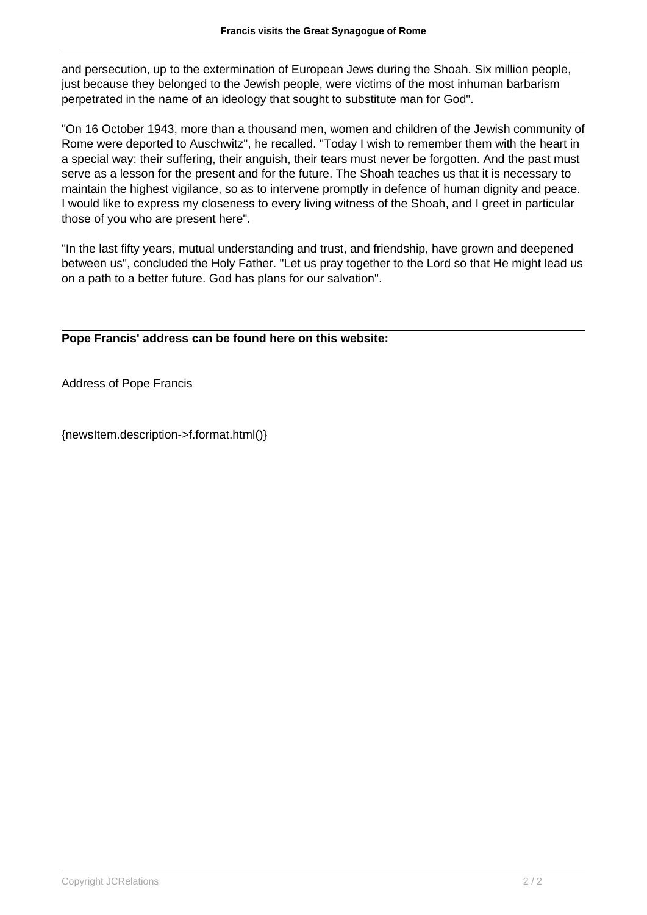and persecution, up to the extermination of European Jews during the Shoah. Six million people, just because they belonged to the Jewish people, were victims of the most inhuman barbarism perpetrated in the name of an ideology that sought to substitute man for God".

"On 16 October 1943, more than a thousand men, women and children of the Jewish community of Rome were deported to Auschwitz", he recalled. "Today I wish to remember them with the heart in a special way: their suffering, their anguish, their tears must never be forgotten. And the past must serve as a lesson for the present and for the future. The Shoah teaches us that it is necessary to maintain the highest vigilance, so as to intervene promptly in defence of human dignity and peace. I would like to express my closeness to every living witness of the Shoah, and I greet in particular those of you who are present here".

"In the last fifty years, mutual understanding and trust, and friendship, have grown and deepened between us", concluded the Holy Father. "Let us pray together to the Lord so that He might lead us on a path to a better future. God has plans for our salvation".

---

**Pope Francis' address can be found here on this website:**

Address of Pope Francis

{newsItem.description->f.format.html()}